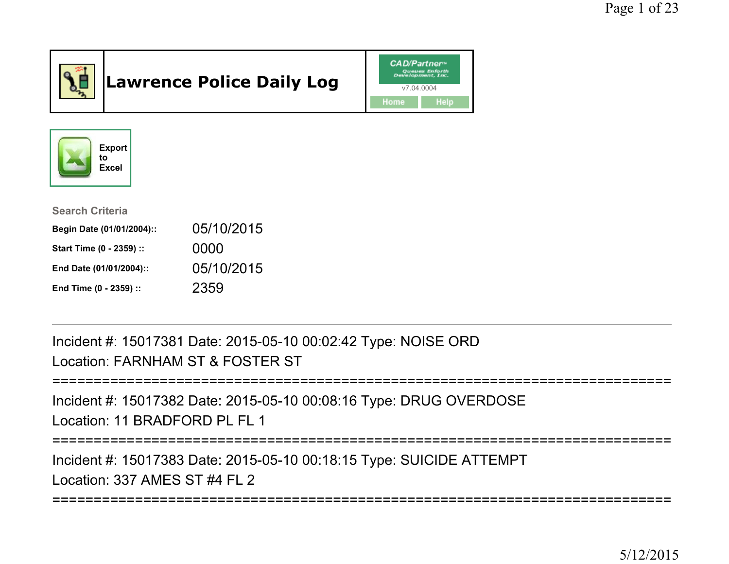# Lawrence Police Daily Log

CAD/Partner™ Queues Enforth Development, Inc.

v7.04.0004

Home | Help

Export to Excel

**Search Criteria**

| | |
|---|---|
| **Begin Date (01/01/2004)::** | 05/10/2015 |
| **Start Time (0 - 2359) ::** | 0000 |
| **End Date (01/01/2004)::** | 05/10/2015 |
| **End Time (0 - 2359) ::** | 2359 |

---

Incident #: 15017381 Date: 2015-05-10 00:02:42 Type: NOISE ORD

Location: FARNHAM ST & FOSTER ST

===========================================================================

Incident #: 15017382 Date: 2015-05-10 00:08:16 Type: DRUG OVERDOSE

Location: 11 BRADFORD PL FL 1

===========================================================================

Incident #: 15017383 Date: 2015-05-10 00:18:15 Type: SUICIDE ATTEMPT

Location: 337 AMES ST #4 FL 2

===========================================================================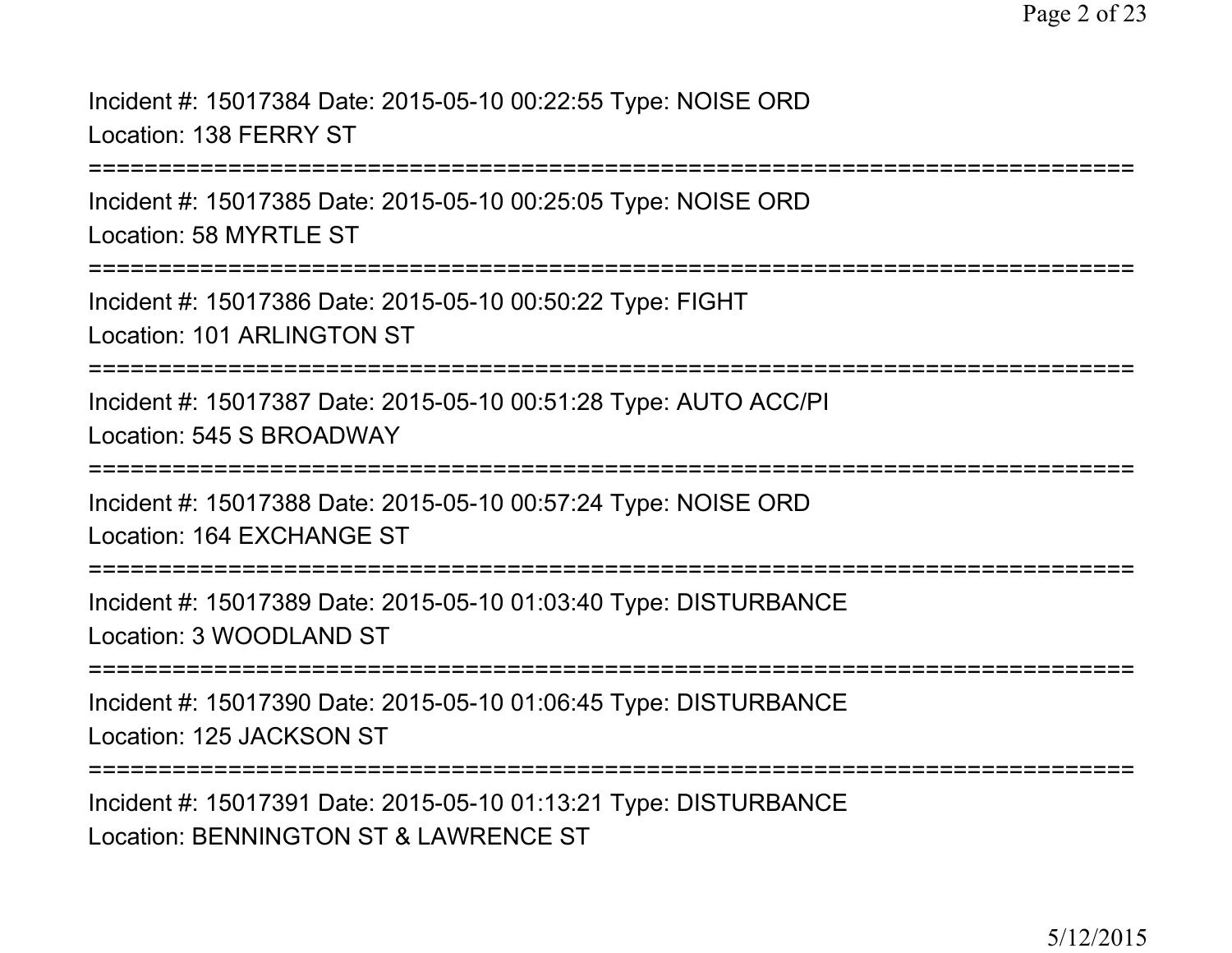Incident #: 15017384 Date: 2015-05-10 00:22:55 Type: NOISE ORD
Location: 138 FERRY ST

===========================================================================

Incident #: 15017385 Date: 2015-05-10 00:25:05 Type: NOISE ORD
Location: 58 MYRTLE ST

===========================================================================

Incident #: 15017386 Date: 2015-05-10 00:50:22 Type: FIGHT
Location: 101 ARLINGTON ST

===========================================================================

Incident #: 15017387 Date: 2015-05-10 00:51:28 Type: AUTO ACC/PI
Location: 545 S BROADWAY

===========================================================================

Incident #: 15017388 Date: 2015-05-10 00:57:24 Type: NOISE ORD
Location: 164 EXCHANGE ST

===========================================================================

Incident #: 15017389 Date: 2015-05-10 01:03:40 Type: DISTURBANCE
Location: 3 WOODLAND ST

===========================================================================

Incident #: 15017390 Date: 2015-05-10 01:06:45 Type: DISTURBANCE
Location: 125 JACKSON ST

===========================================================================

Incident #: 15017391 Date: 2015-05-10 01:13:21 Type: DISTURBANCE
Location: BENNINGTON ST & LAWRENCE ST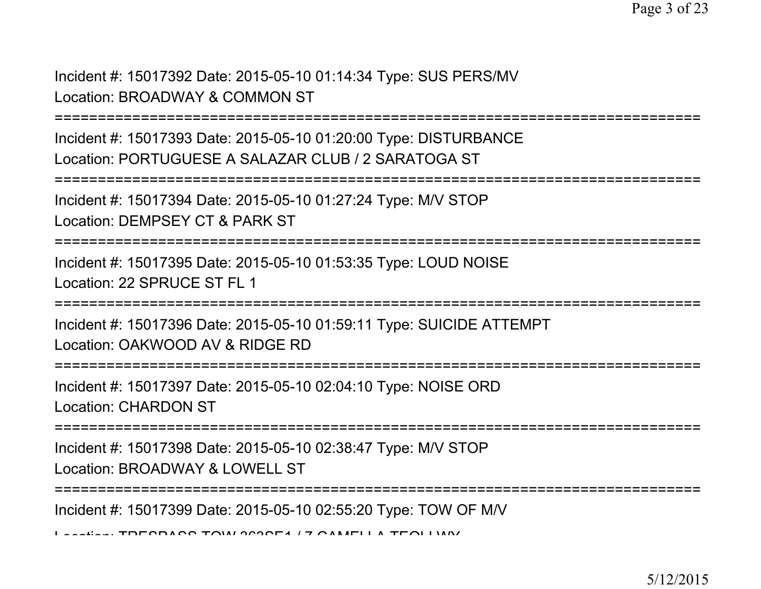Incident #: 15017392 Date: 2015-05-10 01:14:34 Type: SUS PERS/MV
Location: BROADWAY & COMMON ST

===========================================================================

Incident #: 15017393 Date: 2015-05-10 01:20:00 Type: DISTURBANCE
Location: PORTUGUESE A SALAZAR CLUB / 2 SARATOGA ST

===========================================================================

Incident #: 15017394 Date: 2015-05-10 01:27:24 Type: M/V STOP
Location: DEMPSEY CT & PARK ST

===========================================================================

Incident #: 15017395 Date: 2015-05-10 01:53:35 Type: LOUD NOISE
Location: 22 SPRUCE ST FL 1

===========================================================================

Incident #: 15017396 Date: 2015-05-10 01:59:11 Type: SUICIDE ATTEMPT
Location: OAKWOOD AV & RIDGE RD

===========================================================================

Incident #: 15017397 Date: 2015-05-10 02:04:10 Type: NOISE ORD
Location: CHARDON ST

===========================================================================

Incident #: 15017398 Date: 2015-05-10 02:38:47 Type: M/V STOP
Location: BROADWAY & LOWELL ST

===========================================================================

Incident #: 15017399 Date: 2015-05-10 02:55:20 Type: TOW OF M/V
Location: TRESPASS TOW 363SE1 / 7 CAMELLA TEOLI WY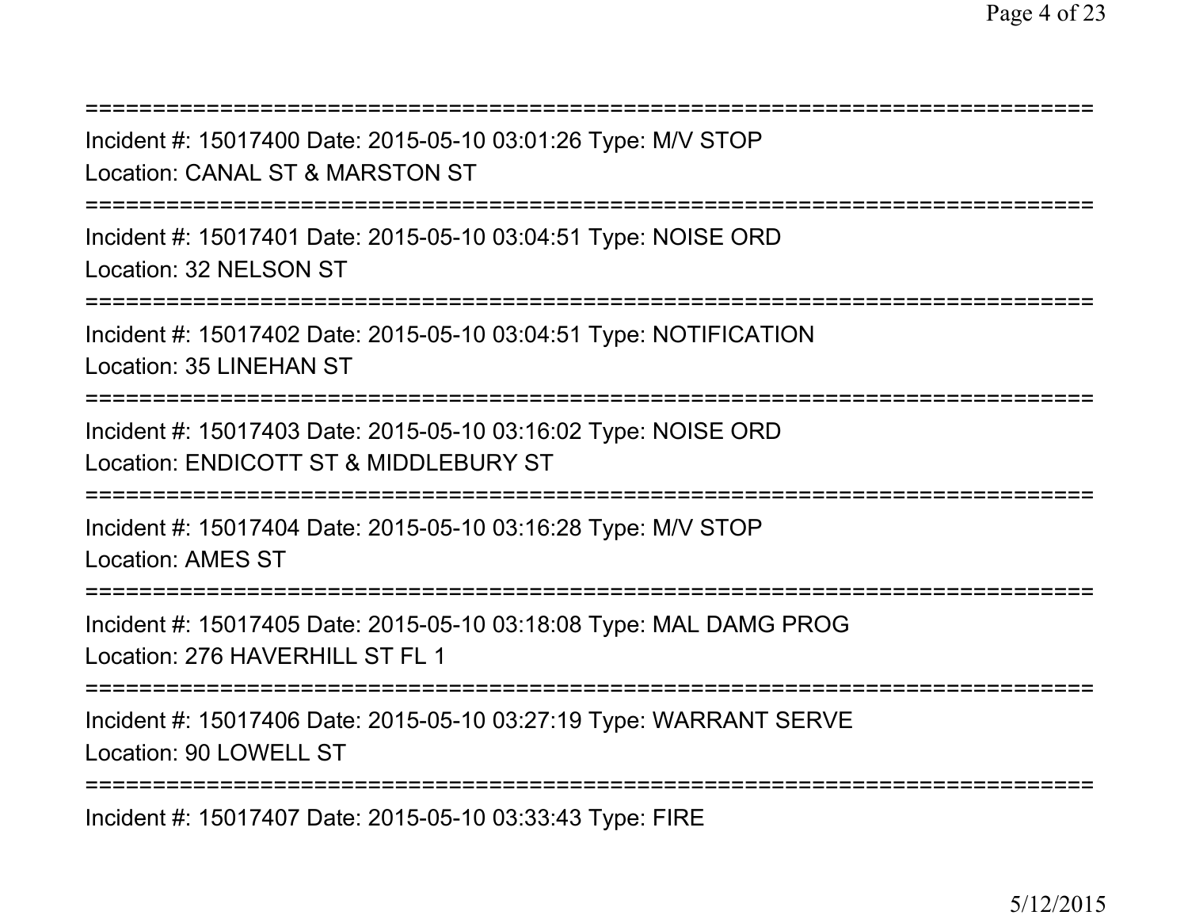===========================================================================

Incident #: 15017400 Date: 2015-05-10 03:01:26 Type: M/V STOP
Location: CANAL ST & MARSTON ST

===========================================================================

Incident #: 15017401 Date: 2015-05-10 03:04:51 Type: NOISE ORD
Location: 32 NELSON ST

===========================================================================

Incident #: 15017402 Date: 2015-05-10 03:04:51 Type: NOTIFICATION
Location: 35 LINEHAN ST

===========================================================================

Incident #: 15017403 Date: 2015-05-10 03:16:02 Type: NOISE ORD
Location: ENDICOTT ST & MIDDLEBURY ST

===========================================================================

Incident #: 15017404 Date: 2015-05-10 03:16:28 Type: M/V STOP
Location: AMES ST

===========================================================================

Incident #: 15017405 Date: 2015-05-10 03:18:08 Type: MAL DAMG PROG
Location: 276 HAVERHILL ST FL 1

===========================================================================

Incident #: 15017406 Date: 2015-05-10 03:27:19 Type: WARRANT SERVE
Location: 90 LOWELL ST

===========================================================================

Incident #: 15017407 Date: 2015-05-10 03:33:43 Type: FIRE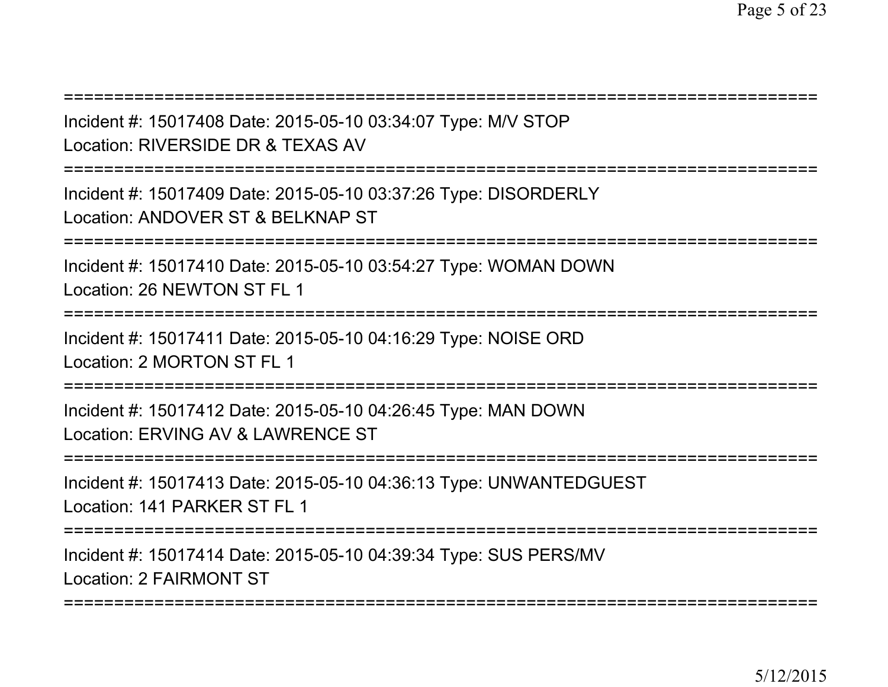==============================================================================

Incident #: 15017408 Date: 2015-05-10 03:34:07 Type: M/V STOP
Location: RIVERSIDE DR & TEXAS AV

==============================================================================

Incident #: 15017409 Date: 2015-05-10 03:37:26 Type: DISORDERLY
Location: ANDOVER ST & BELKNAP ST

==============================================================================

Incident #: 15017410 Date: 2015-05-10 03:54:27 Type: WOMAN DOWN
Location: 26 NEWTON ST FL 1

==============================================================================

Incident #: 15017411 Date: 2015-05-10 04:16:29 Type: NOISE ORD
Location: 2 MORTON ST FL 1

==============================================================================

Incident #: 15017412 Date: 2015-05-10 04:26:45 Type: MAN DOWN
Location: ERVING AV & LAWRENCE ST

==============================================================================

Incident #: 15017413 Date: 2015-05-10 04:36:13 Type: UNWANTEDGUEST
Location: 141 PARKER ST FL 1

==============================================================================

Incident #: 15017414 Date: 2015-05-10 04:39:34 Type: SUS PERS/MV
Location: 2 FAIRMONT ST

==============================================================================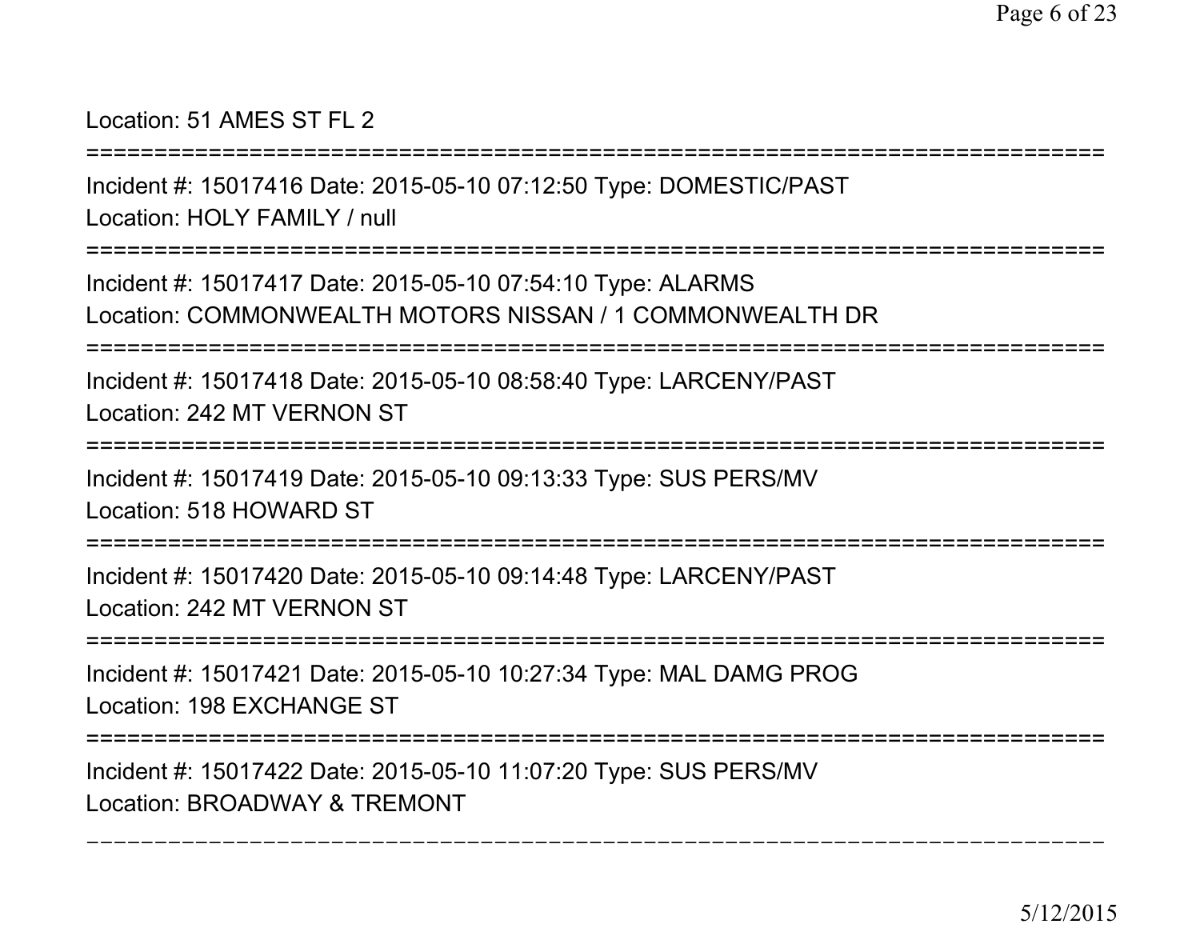Location: 51 AMES ST FL 2

===========================================================================

Incident #: 15017416 Date: 2015-05-10 07:12:50 Type: DOMESTIC/PAST
Location: HOLY FAMILY / null

===========================================================================

Incident #: 15017417 Date: 2015-05-10 07:54:10 Type: ALARMS
Location: COMMONWEALTH MOTORS NISSAN / 1 COMMONWEALTH DR

===========================================================================

Incident #: 15017418 Date: 2015-05-10 08:58:40 Type: LARCENY/PAST
Location: 242 MT VERNON ST

===========================================================================

Incident #: 15017419 Date: 2015-05-10 09:13:33 Type: SUS PERS/MV
Location: 518 HOWARD ST

===========================================================================

Incident #: 15017420 Date: 2015-05-10 09:14:48 Type: LARCENY/PAST
Location: 242 MT VERNON ST

===========================================================================

Incident #: 15017421 Date: 2015-05-10 10:27:34 Type: MAL DAMG PROG
Location: 198 EXCHANGE ST

===========================================================================

Incident #: 15017422 Date: 2015-05-10 11:07:20 Type: SUS PERS/MV
Location: BROADWAY & TREMONT

---------------------------------------------------------------------------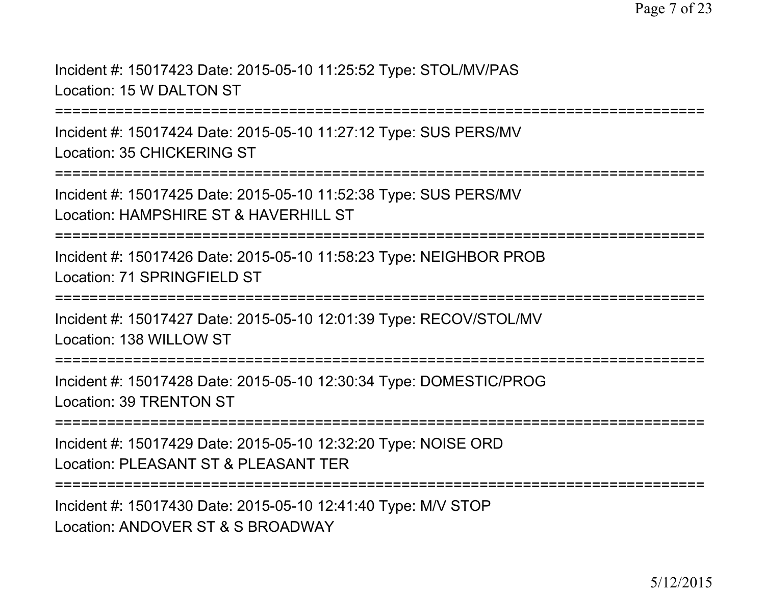Incident #: 15017423 Date: 2015-05-10 11:25:52 Type: STOL/MV/PAS
Location: 15 W DALTON ST

===========================================================================

Incident #: 15017424 Date: 2015-05-10 11:27:12 Type: SUS PERS/MV
Location: 35 CHICKERING ST

===========================================================================

Incident #: 15017425 Date: 2015-05-10 11:52:38 Type: SUS PERS/MV
Location: HAMPSHIRE ST & HAVERHILL ST

===========================================================================

Incident #: 15017426 Date: 2015-05-10 11:58:23 Type: NEIGHBOR PROB
Location: 71 SPRINGFIELD ST

===========================================================================

Incident #: 15017427 Date: 2015-05-10 12:01:39 Type: RECOV/STOL/MV
Location: 138 WILLOW ST

===========================================================================

Incident #: 15017428 Date: 2015-05-10 12:30:34 Type: DOMESTIC/PROG
Location: 39 TRENTON ST

===========================================================================

Incident #: 15017429 Date: 2015-05-10 12:32:20 Type: NOISE ORD
Location: PLEASANT ST & PLEASANT TER

===========================================================================

Incident #: 15017430 Date: 2015-05-10 12:41:40 Type: M/V STOP
Location: ANDOVER ST & S BROADWAY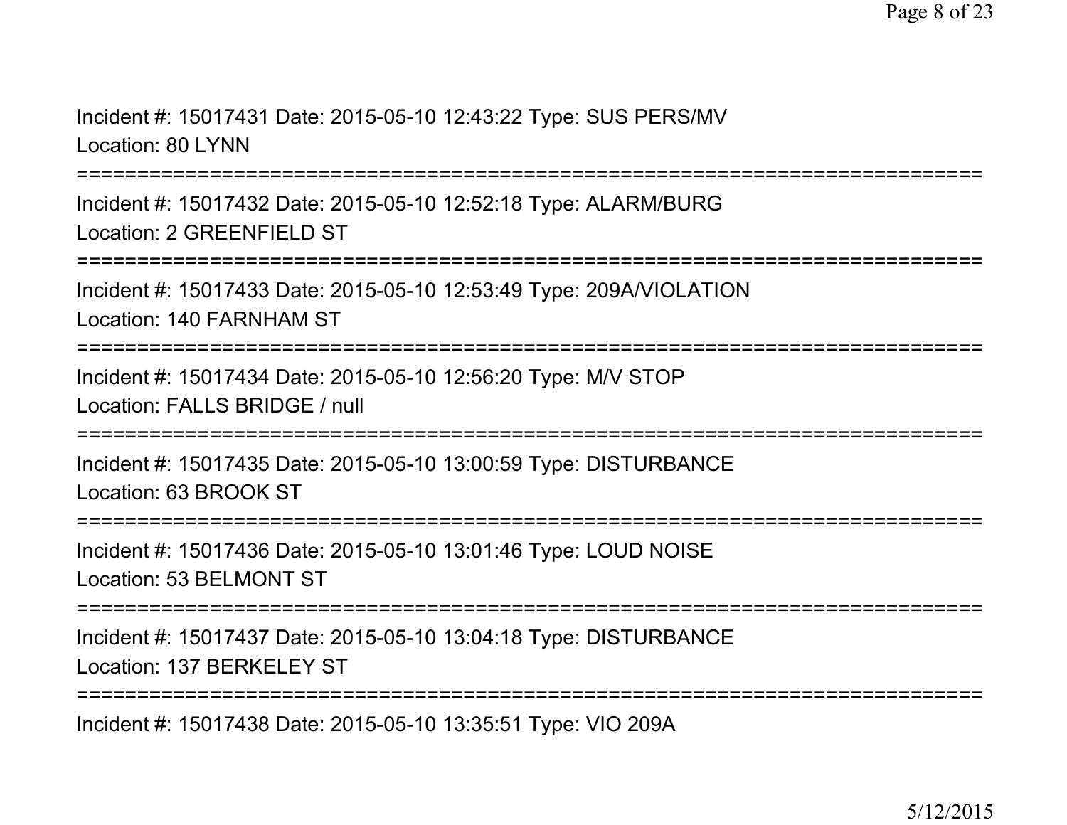Incident #: 15017431 Date: 2015-05-10 12:43:22 Type: SUS PERS/MV
Location: 80 LYNN

===========================================================================

Incident #: 15017432 Date: 2015-05-10 12:52:18 Type: ALARM/BURG
Location: 2 GREENFIELD ST

===========================================================================

Incident #: 15017433 Date: 2015-05-10 12:53:49 Type: 209A/VIOLATION
Location: 140 FARNHAM ST

===========================================================================

Incident #: 15017434 Date: 2015-05-10 12:56:20 Type: M/V STOP
Location: FALLS BRIDGE / null

===========================================================================

Incident #: 15017435 Date: 2015-05-10 13:00:59 Type: DISTURBANCE
Location: 63 BROOK ST

===========================================================================

Incident #: 15017436 Date: 2015-05-10 13:01:46 Type: LOUD NOISE
Location: 53 BELMONT ST

===========================================================================

Incident #: 15017437 Date: 2015-05-10 13:04:18 Type: DISTURBANCE
Location: 137 BERKELEY ST

===========================================================================

Incident #: 15017438 Date: 2015-05-10 13:35:51 Type: VIO 209A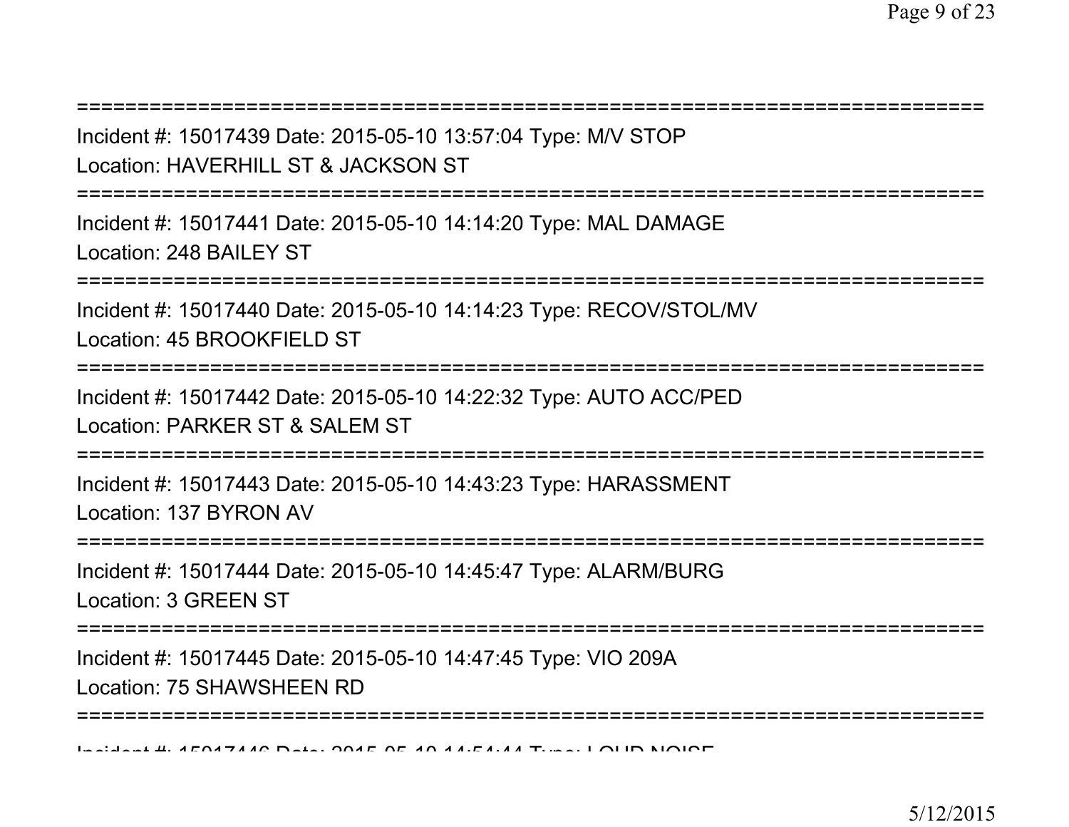===========================================================================

Incident #: 15017439 Date: 2015-05-10 13:57:04 Type: M/V STOP

Location: HAVERHILL ST & JACKSON ST

===========================================================================

Incident #: 15017441 Date: 2015-05-10 14:14:20 Type: MAL DAMAGE

Location: 248 BAILEY ST

===========================================================================

Incident #: 15017440 Date: 2015-05-10 14:14:23 Type: RECOV/STOL/MV

Location: 45 BROOKFIELD ST

===========================================================================

Incident #: 15017442 Date: 2015-05-10 14:22:32 Type: AUTO ACC/PED

Location: PARKER ST & SALEM ST

===========================================================================

Incident #: 15017443 Date: 2015-05-10 14:43:23 Type: HARASSMENT

Location: 137 BYRON AV

===========================================================================

Incident #: 15017444 Date: 2015-05-10 14:45:47 Type: ALARM/BURG

Location: 3 GREEN ST

===========================================================================

Incident #: 15017445 Date: 2015-05-10 14:47:45 Type: VIO 209A

Location: 75 SHAWSHEEN RD

===========================================================================

Incident #: 15017446 Date: 2015-05-10 14:54:44 Type: LOUD NOISE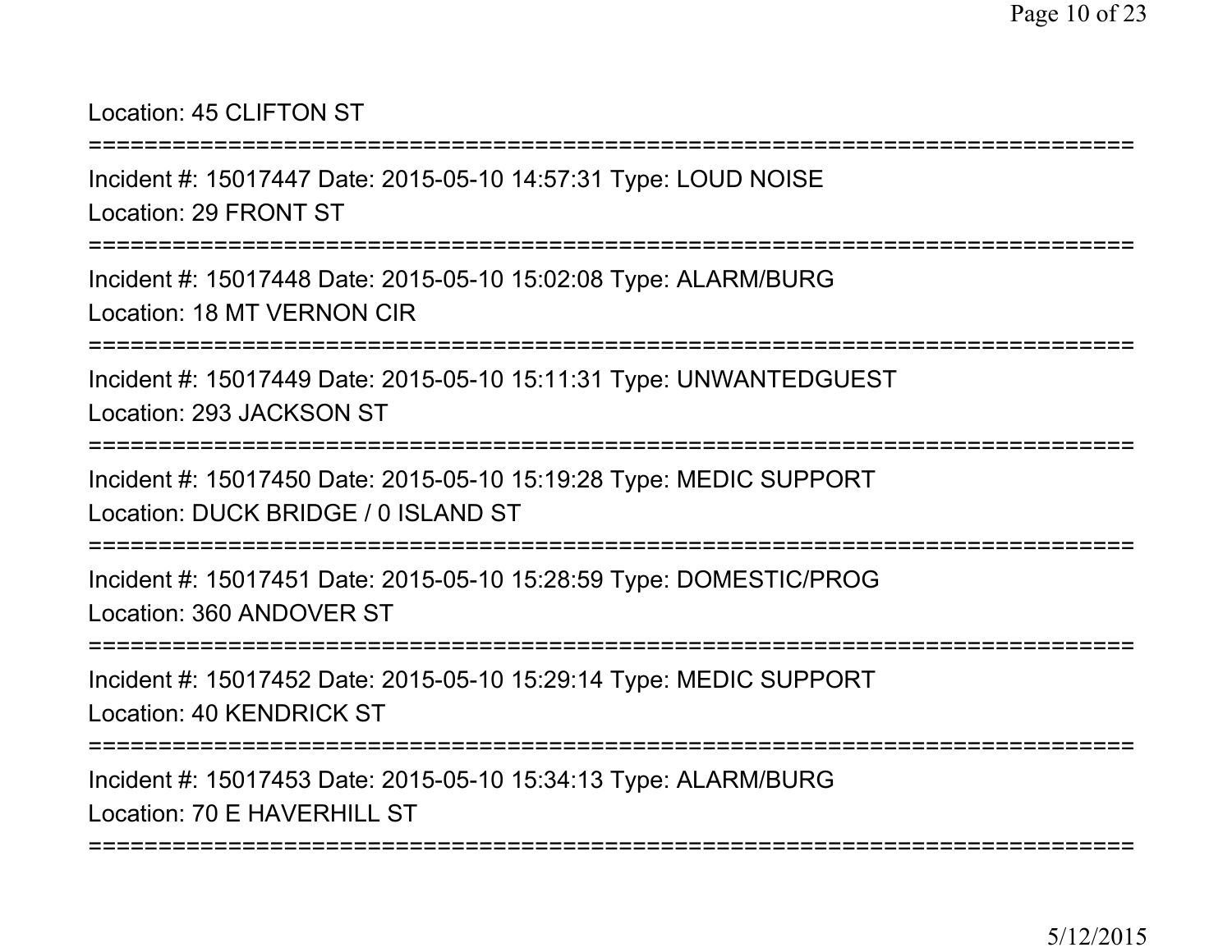Location: 45 CLIFTON ST

===========================================================================

Incident #: 15017447 Date: 2015-05-10 14:57:31 Type: LOUD NOISE

Location: 29 FRONT ST

===========================================================================

Incident #: 15017448 Date: 2015-05-10 15:02:08 Type: ALARM/BURG

Location: 18 MT VERNON CIR

===========================================================================

Incident #: 15017449 Date: 2015-05-10 15:11:31 Type: UNWANTEDGUEST

Location: 293 JACKSON ST

===========================================================================

Incident #: 15017450 Date: 2015-05-10 15:19:28 Type: MEDIC SUPPORT

Location: DUCK BRIDGE / 0 ISLAND ST

===========================================================================

Incident #: 15017451 Date: 2015-05-10 15:28:59 Type: DOMESTIC/PROG

Location: 360 ANDOVER ST

===========================================================================

Incident #: 15017452 Date: 2015-05-10 15:29:14 Type: MEDIC SUPPORT

Location: 40 KENDRICK ST

===========================================================================

Incident #: 15017453 Date: 2015-05-10 15:34:13 Type: ALARM/BURG

Location: 70 E HAVERHILL ST

===========================================================================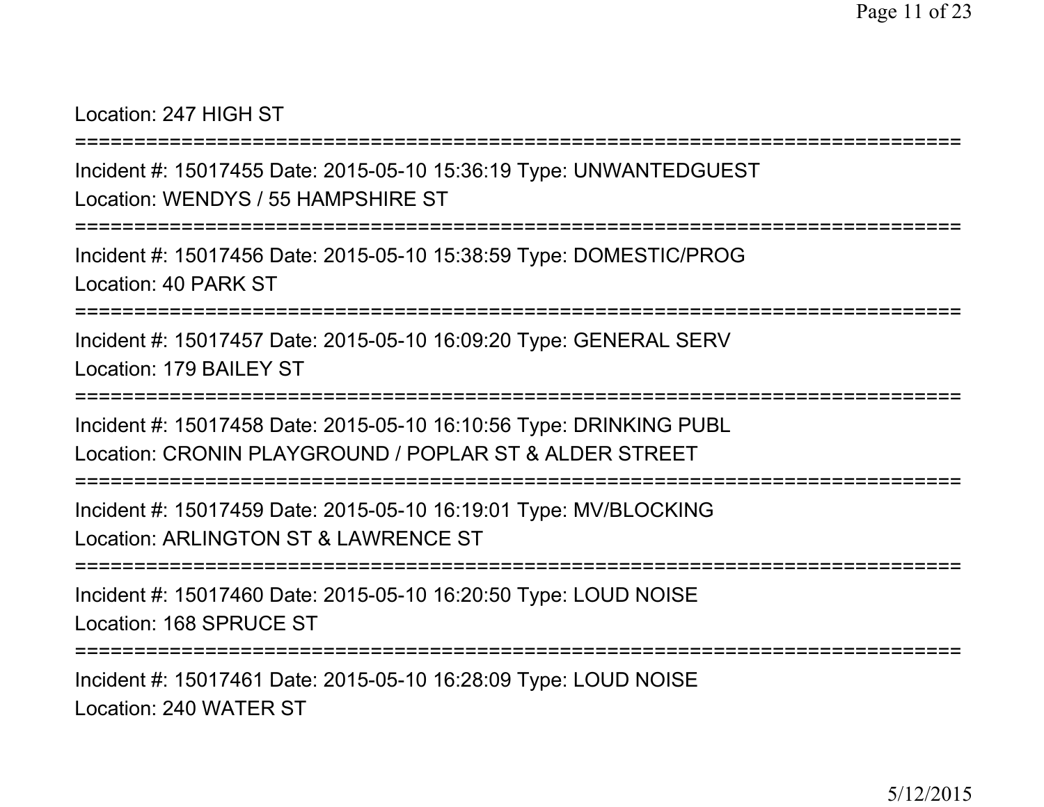Location: 247 HIGH ST

===========================================================================

Incident #: 15017455 Date: 2015-05-10 15:36:19 Type: UNWANTEDGUEST
Location: WENDYS / 55 HAMPSHIRE ST

===========================================================================

Incident #: 15017456 Date: 2015-05-10 15:38:59 Type: DOMESTIC/PROG
Location: 40 PARK ST

===========================================================================

Incident #: 15017457 Date: 2015-05-10 16:09:20 Type: GENERAL SERV
Location: 179 BAILEY ST

===========================================================================

Incident #: 15017458 Date: 2015-05-10 16:10:56 Type: DRINKING PUBL
Location: CRONIN PLAYGROUND / POPLAR ST & ALDER STREET

===========================================================================

Incident #: 15017459 Date: 2015-05-10 16:19:01 Type: MV/BLOCKING
Location: ARLINGTON ST & LAWRENCE ST

===========================================================================

Incident #: 15017460 Date: 2015-05-10 16:20:50 Type: LOUD NOISE
Location: 168 SPRUCE ST

===========================================================================

Incident #: 15017461 Date: 2015-05-10 16:28:09 Type: LOUD NOISE
Location: 240 WATER ST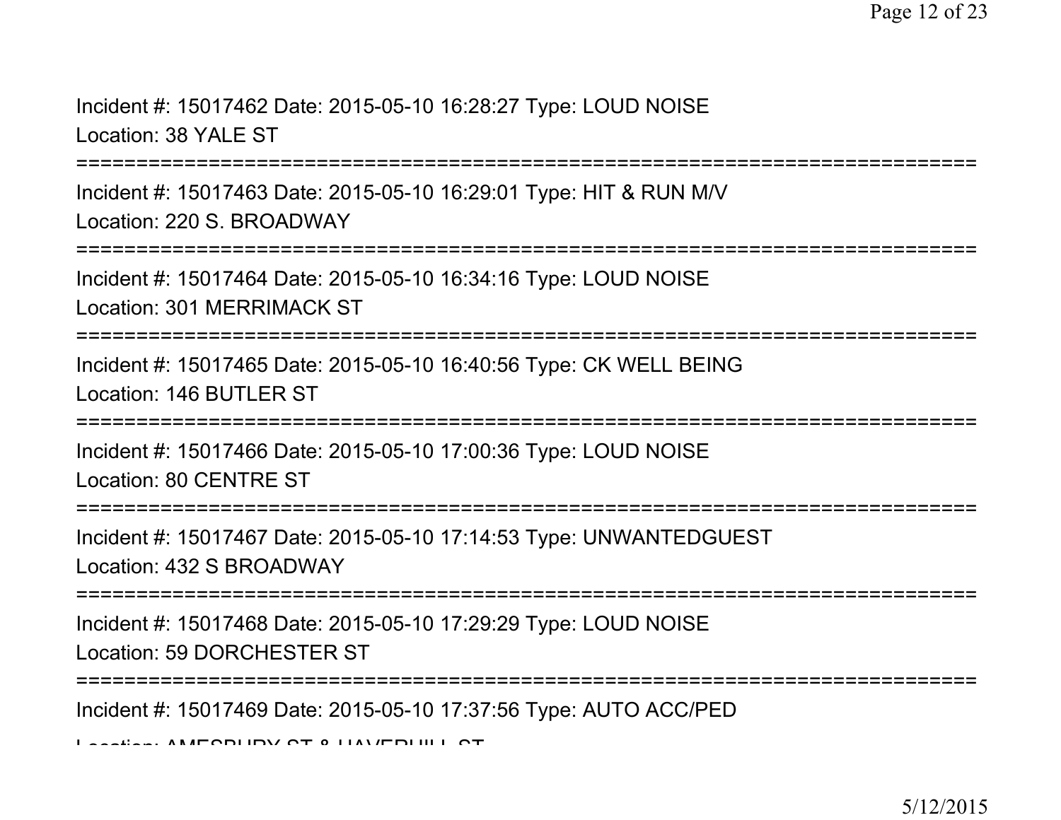Incident #: 15017462 Date: 2015-05-10 16:28:27 Type: LOUD NOISE
Location: 38 YALE ST
===========================================================================
Incident #: 15017463 Date: 2015-05-10 16:29:01 Type: HIT & RUN M/V
Location: 220 S. BROADWAY
===========================================================================
Incident #: 15017464 Date: 2015-05-10 16:34:16 Type: LOUD NOISE
Location: 301 MERRIMACK ST
===========================================================================
Incident #: 15017465 Date: 2015-05-10 16:40:56 Type: CK WELL BEING
Location: 146 BUTLER ST
===========================================================================
Incident #: 15017466 Date: 2015-05-10 17:00:36 Type: LOUD NOISE
Location: 80 CENTRE ST
===========================================================================
Incident #: 15017467 Date: 2015-05-10 17:14:53 Type: UNWANTEDGUEST
Location: 432 S BROADWAY
===========================================================================
Incident #: 15017468 Date: 2015-05-10 17:29:29 Type: LOUD NOISE
Location: 59 DORCHESTER ST
===========================================================================
Incident #: 15017469 Date: 2015-05-10 17:37:56 Type: AUTO ACC/PED
Location: AMESBURY ST & HAVERHILL ST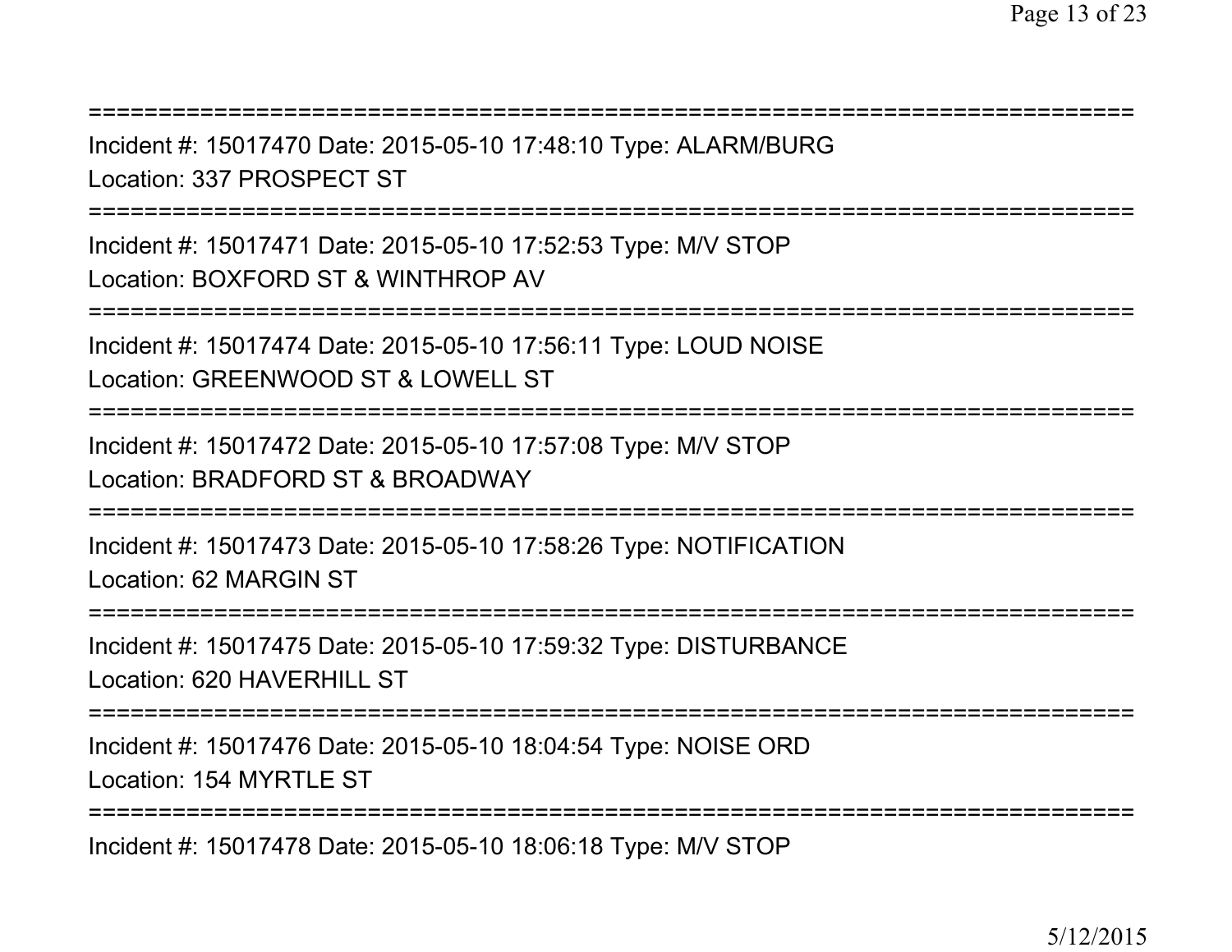===========================================================================
Incident #: 15017470 Date: 2015-05-10 17:48:10 Type: ALARM/BURG
Location: 337 PROSPECT ST
===========================================================================
Incident #: 15017471 Date: 2015-05-10 17:52:53 Type: M/V STOP
Location: BOXFORD ST & WINTHROP AV
===========================================================================
Incident #: 15017474 Date: 2015-05-10 17:56:11 Type: LOUD NOISE
Location: GREENWOOD ST & LOWELL ST
===========================================================================
Incident #: 15017472 Date: 2015-05-10 17:57:08 Type: M/V STOP
Location: BRADFORD ST & BROADWAY
===========================================================================
Incident #: 15017473 Date: 2015-05-10 17:58:26 Type: NOTIFICATION
Location: 62 MARGIN ST
===========================================================================
Incident #: 15017475 Date: 2015-05-10 17:59:32 Type: DISTURBANCE
Location: 620 HAVERHILL ST
===========================================================================
Incident #: 15017476 Date: 2015-05-10 18:04:54 Type: NOISE ORD
Location: 154 MYRTLE ST
===========================================================================
Incident #: 15017478 Date: 2015-05-10 18:06:18 Type: M/V STOP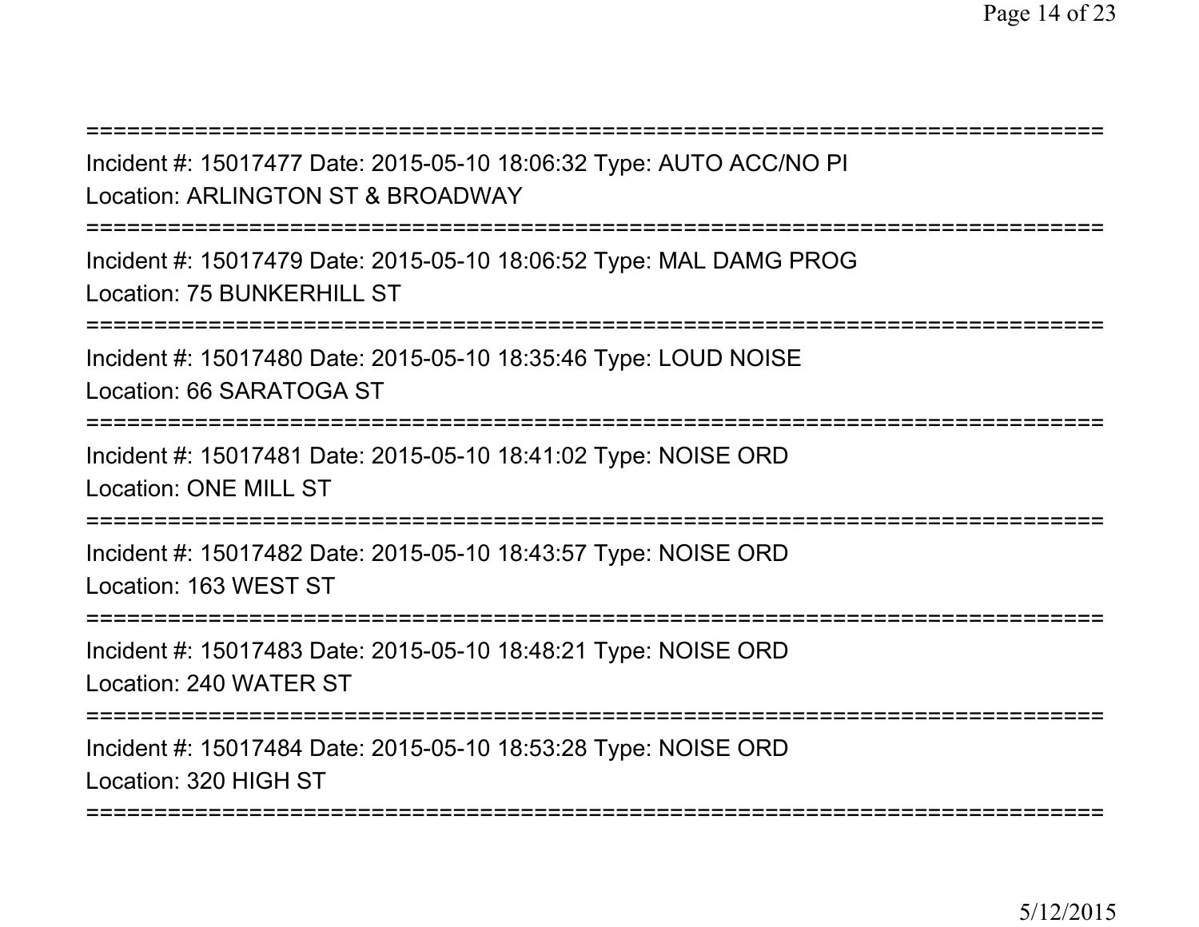===========================================================================
Incident #: 15017477 Date: 2015-05-10 18:06:32 Type: AUTO ACC/NO PI
Location: ARLINGTON ST & BROADWAY
===========================================================================
Incident #: 15017479 Date: 2015-05-10 18:06:52 Type: MAL DAMG PROG
Location: 75 BUNKERHILL ST
===========================================================================
Incident #: 15017480 Date: 2015-05-10 18:35:46 Type: LOUD NOISE
Location: 66 SARATOGA ST
===========================================================================
Incident #: 15017481 Date: 2015-05-10 18:41:02 Type: NOISE ORD
Location: ONE MILL ST
===========================================================================
Incident #: 15017482 Date: 2015-05-10 18:43:57 Type: NOISE ORD
Location: 163 WEST ST
===========================================================================
Incident #: 15017483 Date: 2015-05-10 18:48:21 Type: NOISE ORD
Location: 240 WATER ST
===========================================================================
Incident #: 15017484 Date: 2015-05-10 18:53:28 Type: NOISE ORD
Location: 320 HIGH ST
===========================================================================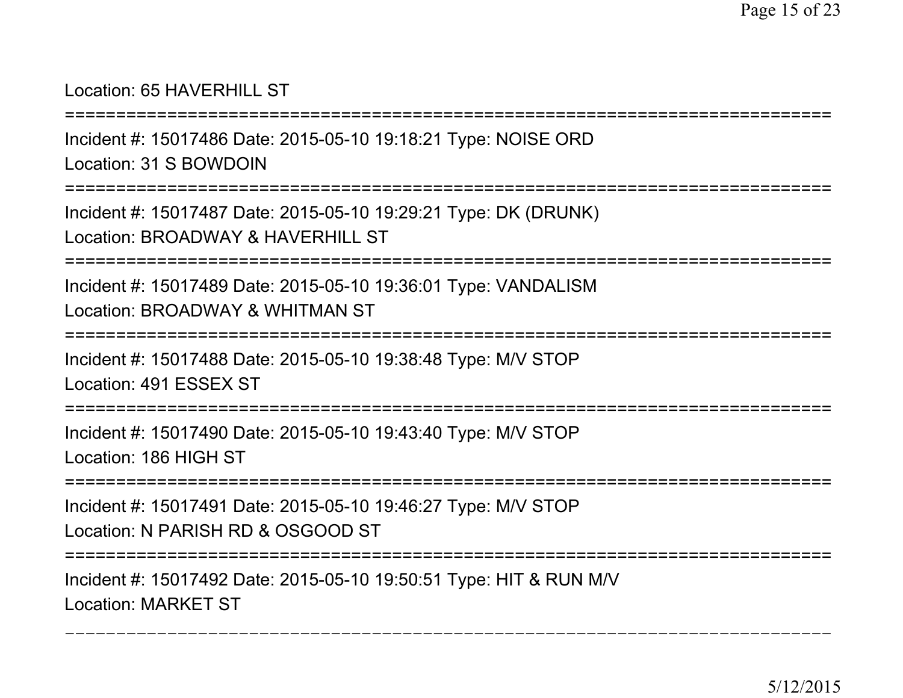Location: 65 HAVERHILL ST

===========================================================================

Incident #: 15017486 Date: 2015-05-10 19:18:21 Type: NOISE ORD

Location: 31 S BOWDOIN

===========================================================================

Incident #: 15017487 Date: 2015-05-10 19:29:21 Type: DK (DRUNK)

Location: BROADWAY & HAVERHILL ST

===========================================================================

Incident #: 15017489 Date: 2015-05-10 19:36:01 Type: VANDALISM

Location: BROADWAY & WHITMAN ST

===========================================================================

Incident #: 15017488 Date: 2015-05-10 19:38:48 Type: M/V STOP

Location: 491 ESSEX ST

===========================================================================

Incident #: 15017490 Date: 2015-05-10 19:43:40 Type: M/V STOP

Location: 186 HIGH ST

===========================================================================

Incident #: 15017491 Date: 2015-05-10 19:46:27 Type: M/V STOP

Location: N PARISH RD & OSGOOD ST

===========================================================================

Incident #: 15017492 Date: 2015-05-10 19:50:51 Type: HIT & RUN M/V

Location: MARKET ST

---------------------------------------------------------------------------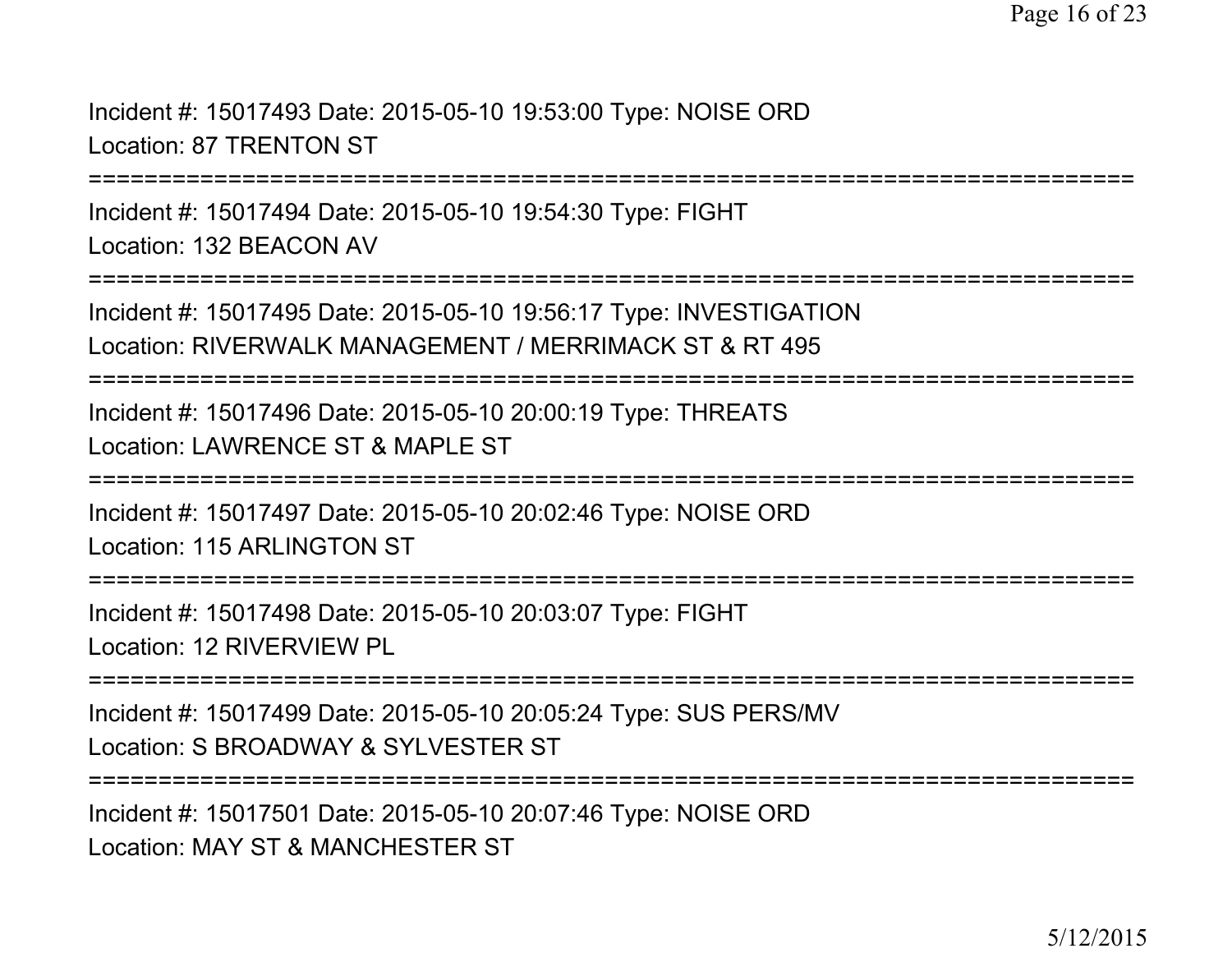Incident #: 15017493 Date: 2015-05-10 19:53:00 Type: NOISE ORD
Location: 87 TRENTON ST

===========================================================================

Incident #: 15017494 Date: 2015-05-10 19:54:30 Type: FIGHT
Location: 132 BEACON AV

===========================================================================

Incident #: 15017495 Date: 2015-05-10 19:56:17 Type: INVESTIGATION
Location: RIVERWALK MANAGEMENT / MERRIMACK ST & RT 495

===========================================================================

Incident #: 15017496 Date: 2015-05-10 20:00:19 Type: THREATS
Location: LAWRENCE ST & MAPLE ST

===========================================================================

Incident #: 15017497 Date: 2015-05-10 20:02:46 Type: NOISE ORD
Location: 115 ARLINGTON ST

===========================================================================

Incident #: 15017498 Date: 2015-05-10 20:03:07 Type: FIGHT
Location: 12 RIVERVIEW PL

===========================================================================

Incident #: 15017499 Date: 2015-05-10 20:05:24 Type: SUS PERS/MV
Location: S BROADWAY & SYLVESTER ST

===========================================================================

Incident #: 15017501 Date: 2015-05-10 20:07:46 Type: NOISE ORD
Location: MAY ST & MANCHESTER ST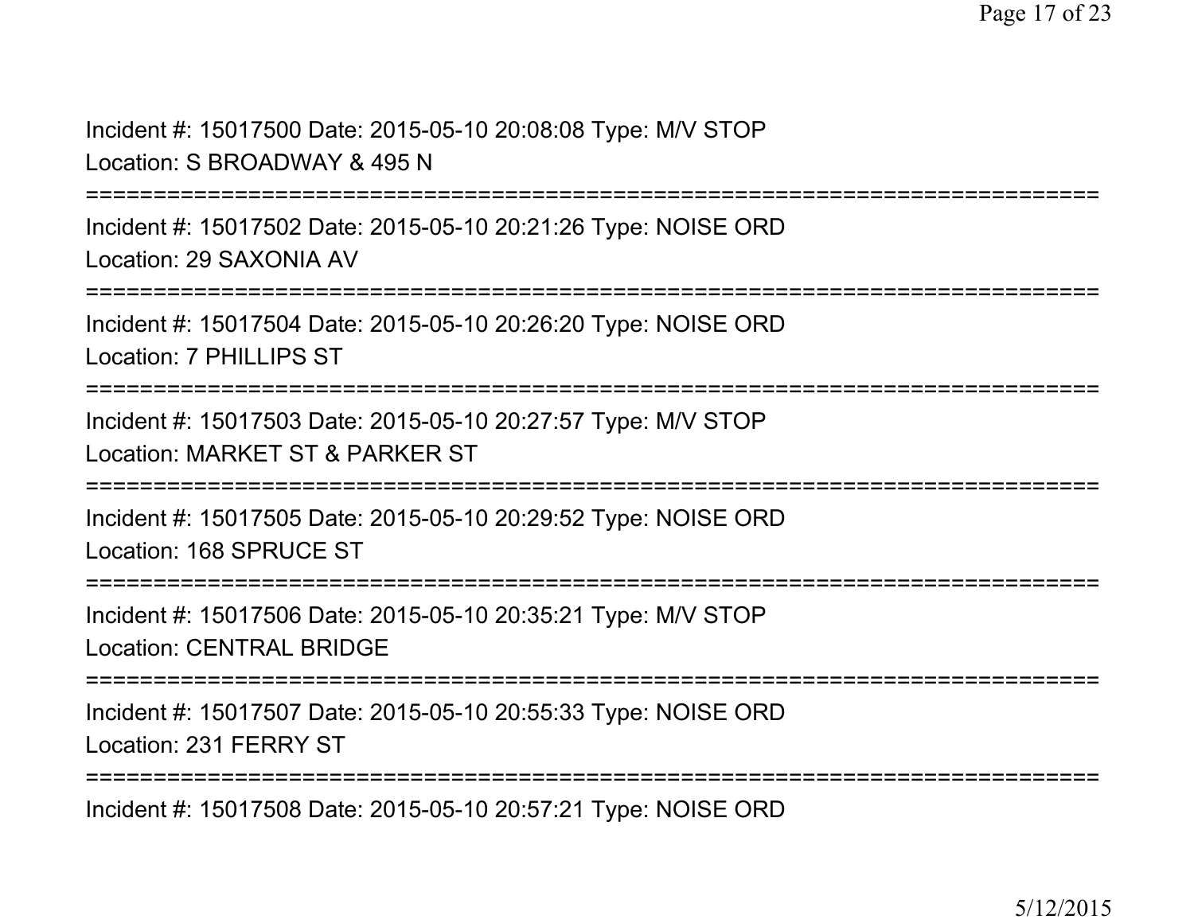Incident #: 15017500 Date: 2015-05-10 20:08:08 Type: M/V STOP
Location: S BROADWAY & 495 N

===========================================================================

Incident #: 15017502 Date: 2015-05-10 20:21:26 Type: NOISE ORD
Location: 29 SAXONIA AV

===========================================================================

Incident #: 15017504 Date: 2015-05-10 20:26:20 Type: NOISE ORD
Location: 7 PHILLIPS ST

===========================================================================

Incident #: 15017503 Date: 2015-05-10 20:27:57 Type: M/V STOP
Location: MARKET ST & PARKER ST

===========================================================================

Incident #: 15017505 Date: 2015-05-10 20:29:52 Type: NOISE ORD
Location: 168 SPRUCE ST

===========================================================================

Incident #: 15017506 Date: 2015-05-10 20:35:21 Type: M/V STOP
Location: CENTRAL BRIDGE

===========================================================================

Incident #: 15017507 Date: 2015-05-10 20:55:33 Type: NOISE ORD
Location: 231 FERRY ST

===========================================================================

Incident #: 15017508 Date: 2015-05-10 20:57:21 Type: NOISE ORD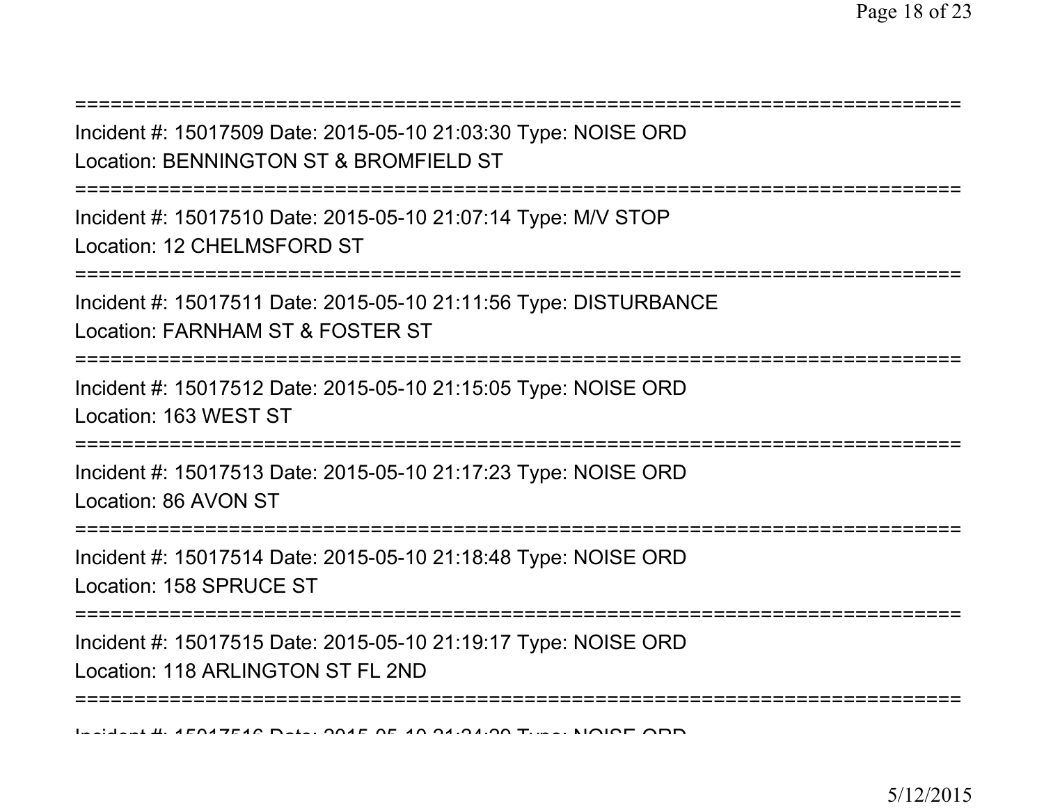===========================================================================
Incident #: 15017509 Date: 2015-05-10 21:03:30 Type: NOISE ORD
Location: BENNINGTON ST & BROMFIELD ST
===========================================================================
Incident #: 15017510 Date: 2015-05-10 21:07:14 Type: M/V STOP
Location: 12 CHELMSFORD ST
===========================================================================
Incident #: 15017511 Date: 2015-05-10 21:11:56 Type: DISTURBANCE
Location: FARNHAM ST & FOSTER ST
===========================================================================
Incident #: 15017512 Date: 2015-05-10 21:15:05 Type: NOISE ORD
Location: 163 WEST ST
===========================================================================
Incident #: 15017513 Date: 2015-05-10 21:17:23 Type: NOISE ORD
Location: 86 AVON ST
===========================================================================
Incident #: 15017514 Date: 2015-05-10 21:18:48 Type: NOISE ORD
Location: 158 SPRUCE ST
===========================================================================
Incident #: 15017515 Date: 2015-05-10 21:19:17 Type: NOISE ORD
Location: 118 ARLINGTON ST FL 2ND
===========================================================================
Incident #: 15017516 Date: 2015-05-10 21:24:29 Type: NOISE ORD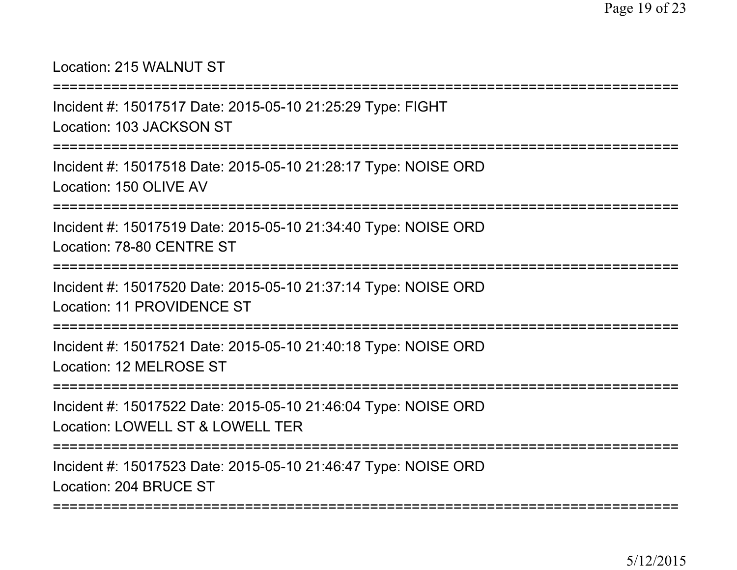Location: 215 WALNUT ST

===========================================================================

Incident #: 15017517 Date: 2015-05-10 21:25:29 Type: FIGHT

Location: 103 JACKSON ST

===========================================================================

Incident #: 15017518 Date: 2015-05-10 21:28:17 Type: NOISE ORD

Location: 150 OLIVE AV

===========================================================================

Incident #: 15017519 Date: 2015-05-10 21:34:40 Type: NOISE ORD

Location: 78-80 CENTRE ST

===========================================================================

Incident #: 15017520 Date: 2015-05-10 21:37:14 Type: NOISE ORD

Location: 11 PROVIDENCE ST

===========================================================================

Incident #: 15017521 Date: 2015-05-10 21:40:18 Type: NOISE ORD

Location: 12 MELROSE ST

===========================================================================

Incident #: 15017522 Date: 2015-05-10 21:46:04 Type: NOISE ORD

Location: LOWELL ST & LOWELL TER

===========================================================================

Incident #: 15017523 Date: 2015-05-10 21:46:47 Type: NOISE ORD

Location: 204 BRUCE ST

===========================================================================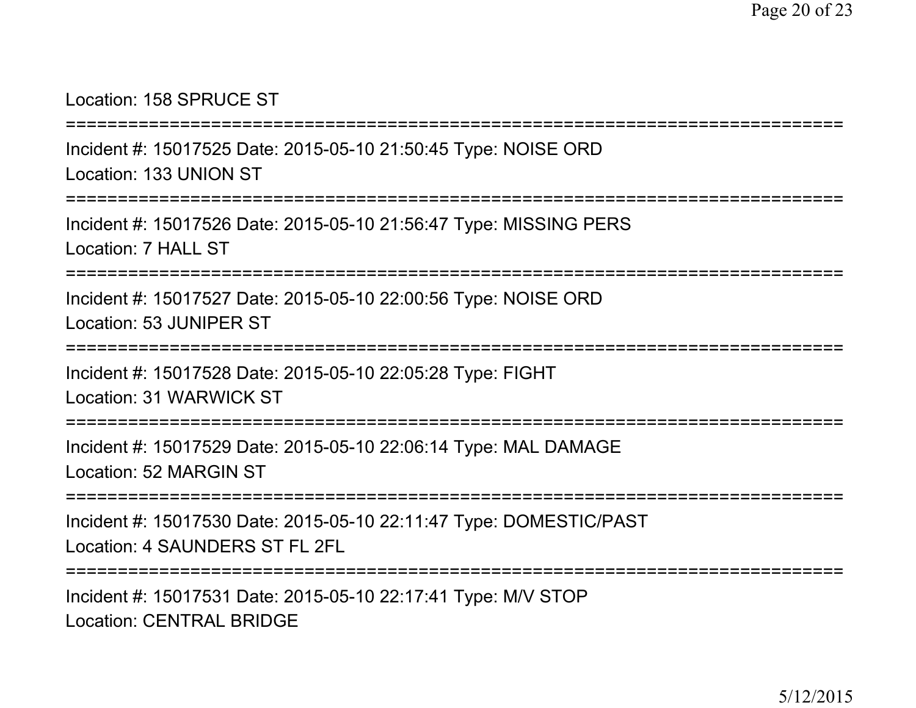Location: 158 SPRUCE ST

===========================================================================

Incident #: 15017525 Date: 2015-05-10 21:50:45 Type: NOISE ORD
Location: 133 UNION ST

===========================================================================

Incident #: 15017526 Date: 2015-05-10 21:56:47 Type: MISSING PERS
Location: 7 HALL ST

===========================================================================

Incident #: 15017527 Date: 2015-05-10 22:00:56 Type: NOISE ORD
Location: 53 JUNIPER ST

===========================================================================

Incident #: 15017528 Date: 2015-05-10 22:05:28 Type: FIGHT
Location: 31 WARWICK ST

===========================================================================

Incident #: 15017529 Date: 2015-05-10 22:06:14 Type: MAL DAMAGE
Location: 52 MARGIN ST

===========================================================================

Incident #: 15017530 Date: 2015-05-10 22:11:47 Type: DOMESTIC/PAST
Location: 4 SAUNDERS ST FL 2FL

===========================================================================

Incident #: 15017531 Date: 2015-05-10 22:17:41 Type: M/V STOP
Location: CENTRAL BRIDGE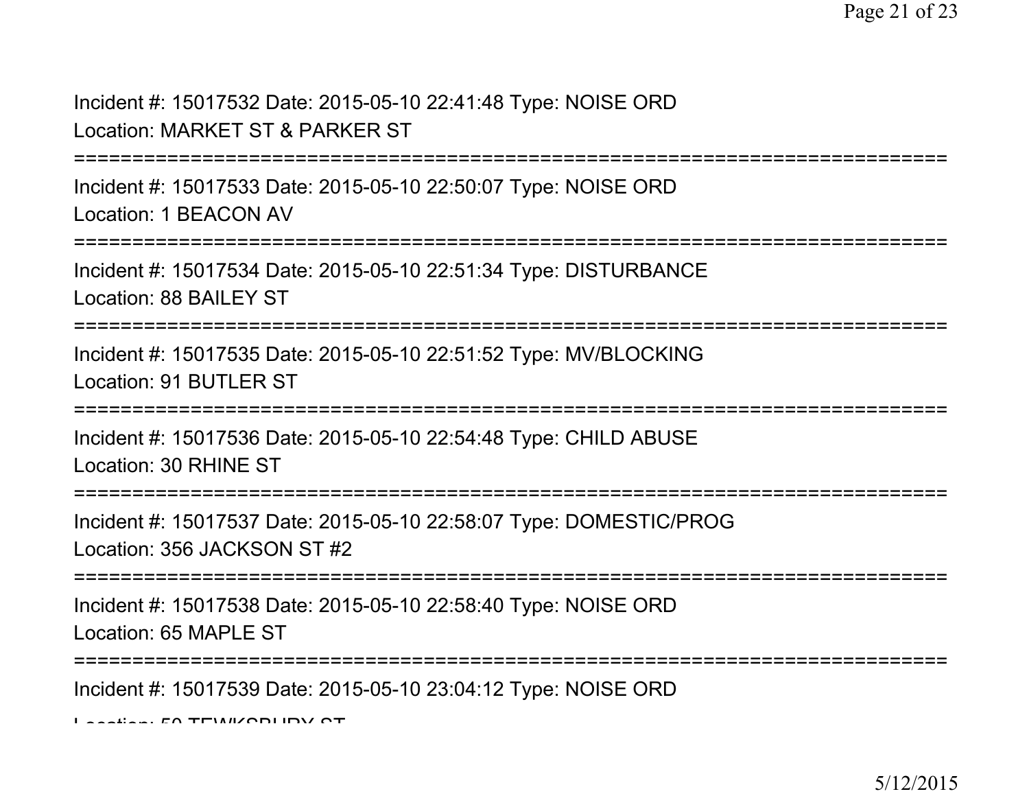Incident #: 15017532 Date: 2015-05-10 22:41:48 Type: NOISE ORD
Location: MARKET ST & PARKER ST

===========================================================================

Incident #: 15017533 Date: 2015-05-10 22:50:07 Type: NOISE ORD
Location: 1 BEACON AV

===========================================================================

Incident #: 15017534 Date: 2015-05-10 22:51:34 Type: DISTURBANCE
Location: 88 BAILEY ST

===========================================================================

Incident #: 15017535 Date: 2015-05-10 22:51:52 Type: MV/BLOCKING
Location: 91 BUTLER ST

===========================================================================

Incident #: 15017536 Date: 2015-05-10 22:54:48 Type: CHILD ABUSE
Location: 30 RHINE ST

===========================================================================

Incident #: 15017537 Date: 2015-05-10 22:58:07 Type: DOMESTIC/PROG
Location: 356 JACKSON ST #2

===========================================================================

Incident #: 15017538 Date: 2015-05-10 22:58:40 Type: NOISE ORD
Location: 65 MAPLE ST

===========================================================================

Incident #: 15017539 Date: 2015-05-10 23:04:12 Type: NOISE ORD
Location: 50 TEWKSBURY ST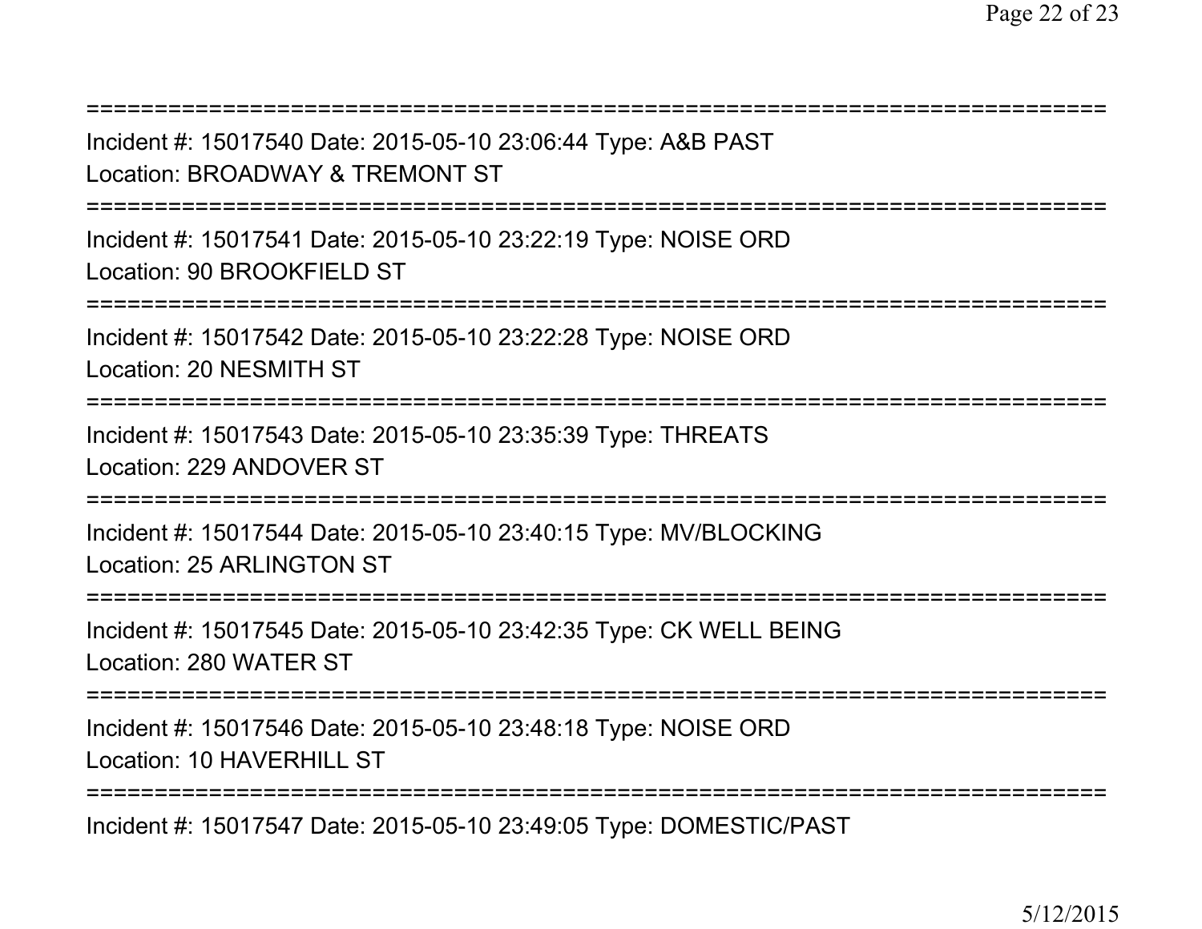===========================================================================
Incident #: 15017540 Date: 2015-05-10 23:06:44 Type: A&B PAST
Location: BROADWAY & TREMONT ST
===========================================================================
Incident #: 15017541 Date: 2015-05-10 23:22:19 Type: NOISE ORD
Location: 90 BROOKFIELD ST
===========================================================================
Incident #: 15017542 Date: 2015-05-10 23:22:28 Type: NOISE ORD
Location: 20 NESMITH ST
===========================================================================
Incident #: 15017543 Date: 2015-05-10 23:35:39 Type: THREATS
Location: 229 ANDOVER ST
===========================================================================
Incident #: 15017544 Date: 2015-05-10 23:40:15 Type: MV/BLOCKING
Location: 25 ARLINGTON ST
===========================================================================
Incident #: 15017545 Date: 2015-05-10 23:42:35 Type: CK WELL BEING
Location: 280 WATER ST
===========================================================================
Incident #: 15017546 Date: 2015-05-10 23:48:18 Type: NOISE ORD
Location: 10 HAVERHILL ST
===========================================================================
Incident #: 15017547 Date: 2015-05-10 23:49:05 Type: DOMESTIC/PAST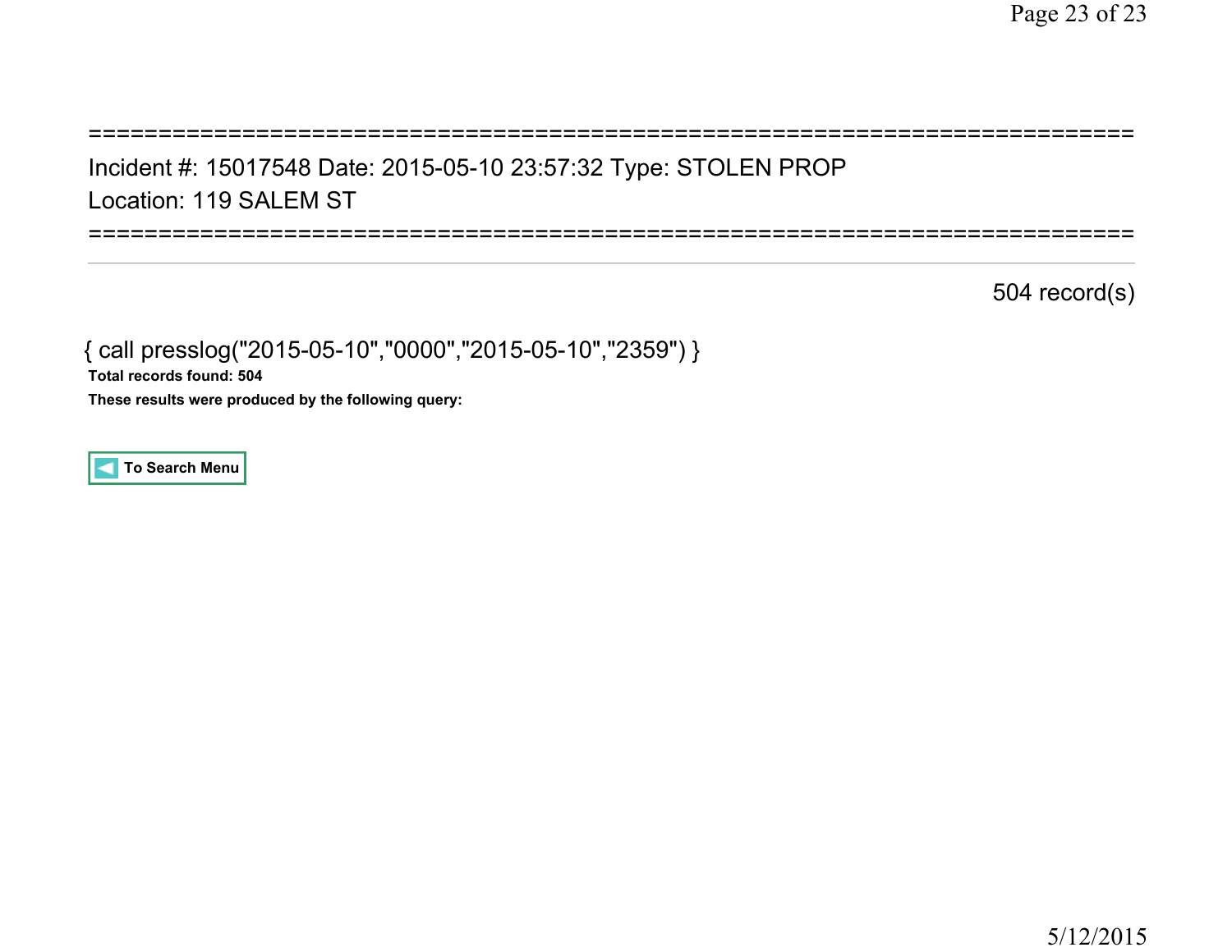==============================================================================

Incident #: 15017548 Date: 2015-05-10 23:57:32 Type: STOLEN PROP

Location: 119 SALEM ST

==============================================================================

---

504 record(s)

{ call presslog("2015-05-10","0000","2015-05-10","2359") }

**Total records found: 504**

**These results were produced by the following query:**

**To Search Menu**